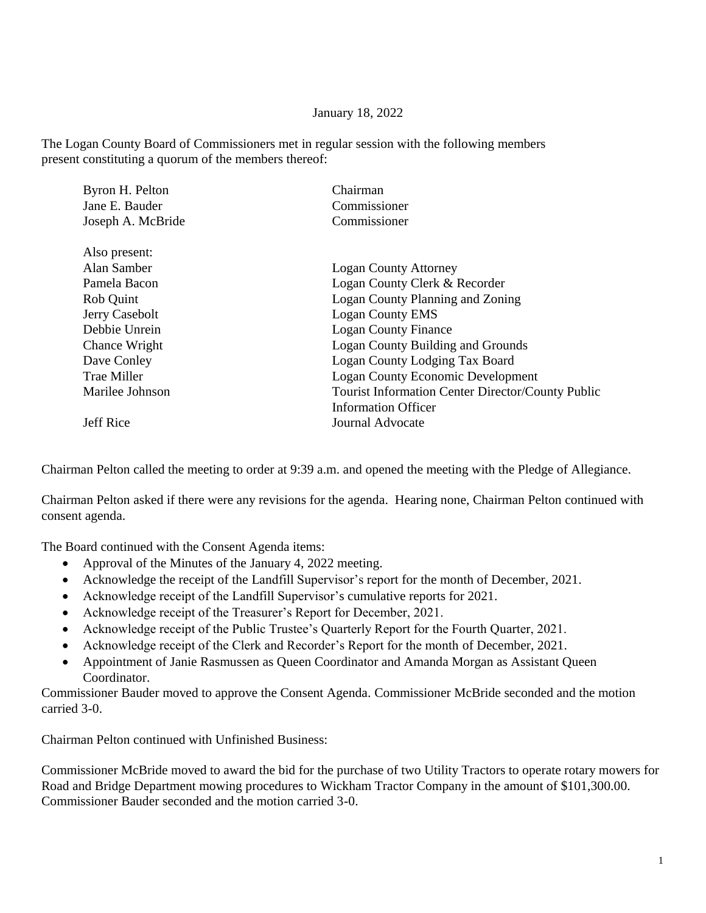January 18, 2022

The Logan County Board of Commissioners met in regular session with the following members present constituting a quorum of the members thereof:

| | |
|---|---|
| Byron H. Pelton | Chairman |
| Jane E. Bauder | Commissioner |
| Joseph A. McBride | Commissioner |
| | |
| Also present: | |
| Alan Samber | Logan County Attorney |
| Pamela Bacon | Logan County Clerk & Recorder |
| Rob Quint | Logan County Planning and Zoning |
| Jerry Casebolt | Logan County EMS |
| Debbie Unrein | Logan County Finance |
| Chance Wright | Logan County Building and Grounds |
| Dave Conley | Logan County Lodging Tax Board |
| Trae Miller | Logan County Economic Development |
| Marilee Johnson | Tourist Information Center Director/County Public Information Officer |
| Jeff Rice | Journal Advocate |

Chairman Pelton called the meeting to order at 9:39 a.m. and opened the meeting with the Pledge of Allegiance.

Chairman Pelton asked if there were any revisions for the agenda. Hearing none, Chairman Pelton continued with consent agenda.

The Board continued with the Consent Agenda items:

- Approval of the Minutes of the January 4, 2022 meeting.
- Acknowledge the receipt of the Landfill Supervisor's report for the month of December, 2021.
- Acknowledge receipt of the Landfill Supervisor's cumulative reports for 2021.
- Acknowledge receipt of the Treasurer's Report for December, 2021.
- Acknowledge receipt of the Public Trustee's Quarterly Report for the Fourth Quarter, 2021.
- Acknowledge receipt of the Clerk and Recorder's Report for the month of December, 2021.
- Appointment of Janie Rasmussen as Queen Coordinator and Amanda Morgan as Assistant Queen Coordinator.

Commissioner Bauder moved to approve the Consent Agenda. Commissioner McBride seconded and the motion carried 3-0.

Chairman Pelton continued with Unfinished Business:

Commissioner McBride moved to award the bid for the purchase of two Utility Tractors to operate rotary mowers for Road and Bridge Department mowing procedures to Wickham Tractor Company in the amount of $101,300.00. Commissioner Bauder seconded and the motion carried 3-0.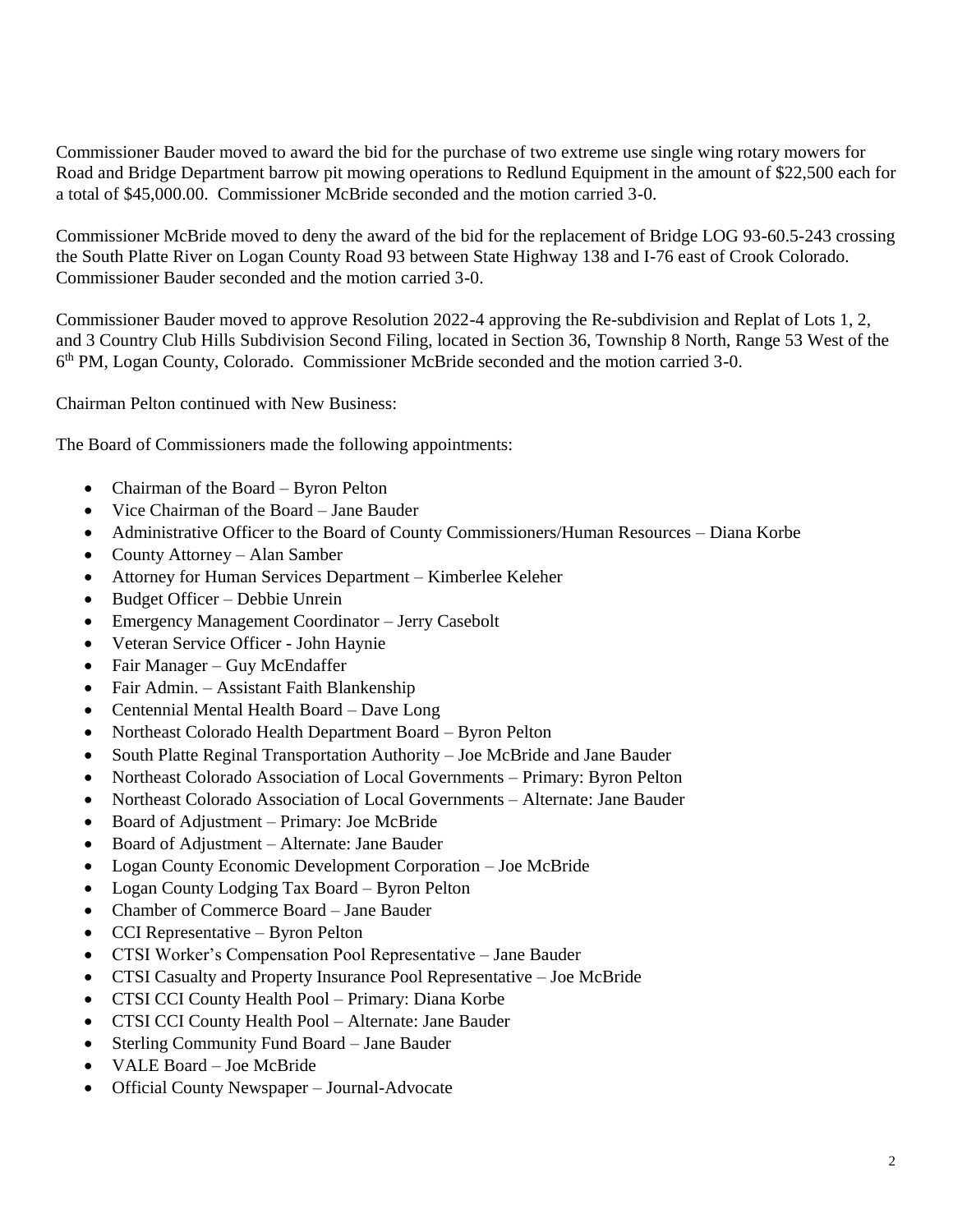Commissioner Bauder moved to award the bid for the purchase of two extreme use single wing rotary mowers for Road and Bridge Department barrow pit mowing operations to Redlund Equipment in the amount of $22,500 each for a total of $45,000.00. Commissioner McBride seconded and the motion carried 3-0.

Commissioner McBride moved to deny the award of the bid for the replacement of Bridge LOG 93-60.5-243 crossing the South Platte River on Logan County Road 93 between State Highway 138 and I-76 east of Crook Colorado. Commissioner Bauder seconded and the motion carried 3-0.

Commissioner Bauder moved to approve Resolution 2022-4 approving the Re-subdivision and Replat of Lots 1, 2, and 3 Country Club Hills Subdivision Second Filing, located in Section 36, Township 8 North, Range 53 West of the 6th PM, Logan County, Colorado. Commissioner McBride seconded and the motion carried 3-0.

Chairman Pelton continued with New Business:

The Board of Commissioners made the following appointments:

- Chairman of the Board – Byron Pelton
- Vice Chairman of the Board – Jane Bauder
- Administrative Officer to the Board of County Commissioners/Human Resources – Diana Korbe
- County Attorney – Alan Samber
- Attorney for Human Services Department – Kimberlee Keleher
- Budget Officer – Debbie Unrein
- Emergency Management Coordinator – Jerry Casebolt
- Veteran Service Officer - John Haynie
- Fair Manager – Guy McEndaffer
- Fair Admin. – Assistant Faith Blankenship
- Centennial Mental Health Board – Dave Long
- Northeast Colorado Health Department Board – Byron Pelton
- South Platte Reginal Transportation Authority – Joe McBride and Jane Bauder
- Northeast Colorado Association of Local Governments – Primary: Byron Pelton
- Northeast Colorado Association of Local Governments – Alternate: Jane Bauder
- Board of Adjustment – Primary: Joe McBride
- Board of Adjustment – Alternate: Jane Bauder
- Logan County Economic Development Corporation – Joe McBride
- Logan County Lodging Tax Board – Byron Pelton
- Chamber of Commerce Board – Jane Bauder
- CCI Representative – Byron Pelton
- CTSI Worker's Compensation Pool Representative – Jane Bauder
- CTSI Casualty and Property Insurance Pool Representative – Joe McBride
- CTSI CCI County Health Pool – Primary: Diana Korbe
- CTSI CCI County Health Pool – Alternate: Jane Bauder
- Sterling Community Fund Board – Jane Bauder
- VALE Board – Joe McBride
- Official County Newspaper – Journal-Advocate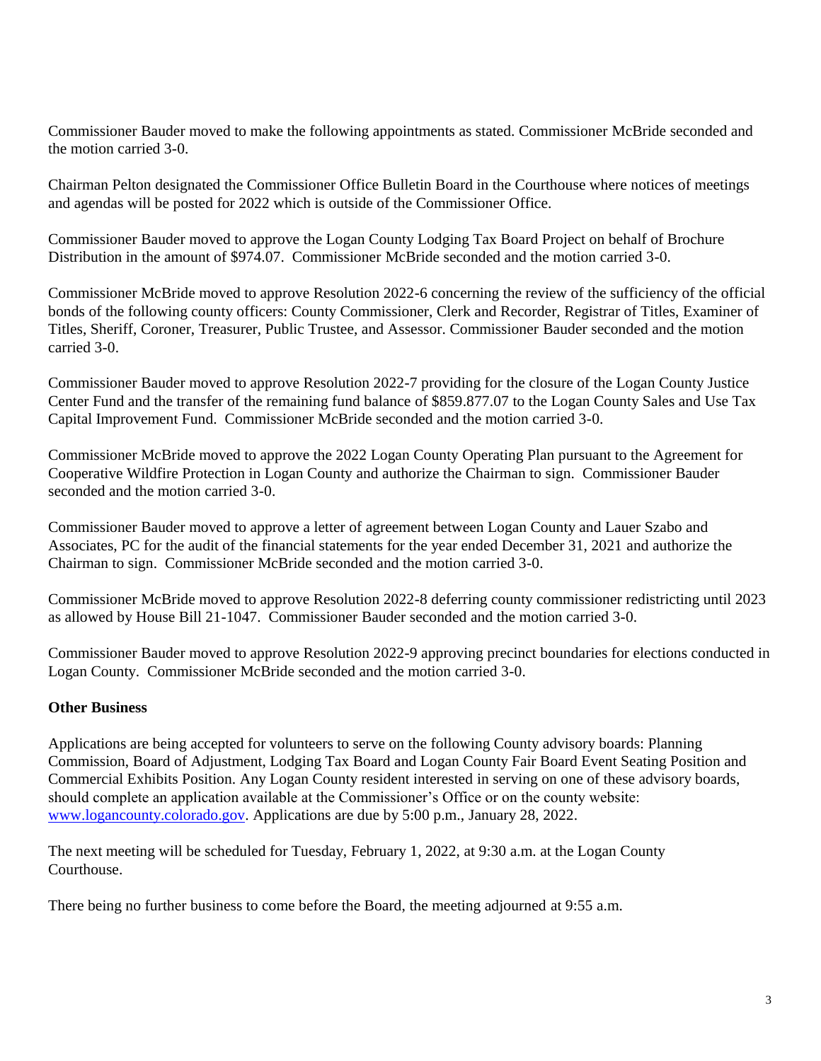Commissioner Bauder moved to make the following appointments as stated. Commissioner McBride seconded and the motion carried 3-0.

Chairman Pelton designated the Commissioner Office Bulletin Board in the Courthouse where notices of meetings and agendas will be posted for 2022 which is outside of the Commissioner Office.

Commissioner Bauder moved to approve the Logan County Lodging Tax Board Project on behalf of Brochure Distribution in the amount of $974.07. Commissioner McBride seconded and the motion carried 3-0.

Commissioner McBride moved to approve Resolution 2022-6 concerning the review of the sufficiency of the official bonds of the following county officers: County Commissioner, Clerk and Recorder, Registrar of Titles, Examiner of Titles, Sheriff, Coroner, Treasurer, Public Trustee, and Assessor. Commissioner Bauder seconded and the motion carried 3-0.

Commissioner Bauder moved to approve Resolution 2022-7 providing for the closure of the Logan County Justice Center Fund and the transfer of the remaining fund balance of $859.877.07 to the Logan County Sales and Use Tax Capital Improvement Fund. Commissioner McBride seconded and the motion carried 3-0.

Commissioner McBride moved to approve the 2022 Logan County Operating Plan pursuant to the Agreement for Cooperative Wildfire Protection in Logan County and authorize the Chairman to sign. Commissioner Bauder seconded and the motion carried 3-0.

Commissioner Bauder moved to approve a letter of agreement between Logan County and Lauer Szabo and Associates, PC for the audit of the financial statements for the year ended December 31, 2021 and authorize the Chairman to sign. Commissioner McBride seconded and the motion carried 3-0.

Commissioner McBride moved to approve Resolution 2022-8 deferring county commissioner redistricting until 2023 as allowed by House Bill 21-1047. Commissioner Bauder seconded and the motion carried 3-0.

Commissioner Bauder moved to approve Resolution 2022-9 approving precinct boundaries for elections conducted in Logan County. Commissioner McBride seconded and the motion carried 3-0.

**Other Business**

Applications are being accepted for volunteers to serve on the following County advisory boards: Planning Commission, Board of Adjustment, Lodging Tax Board and Logan County Fair Board Event Seating Position and Commercial Exhibits Position. Any Logan County resident interested in serving on one of these advisory boards, should complete an application available at the Commissioner's Office or on the county website: [www.logancounty.colorado.gov](http://www.logancounty.colorado.gov). Applications are due by 5:00 p.m., January 28, 2022.

The next meeting will be scheduled for Tuesday, February 1, 2022, at 9:30 a.m. at the Logan County Courthouse.

There being no further business to come before the Board, the meeting adjourned at 9:55 a.m.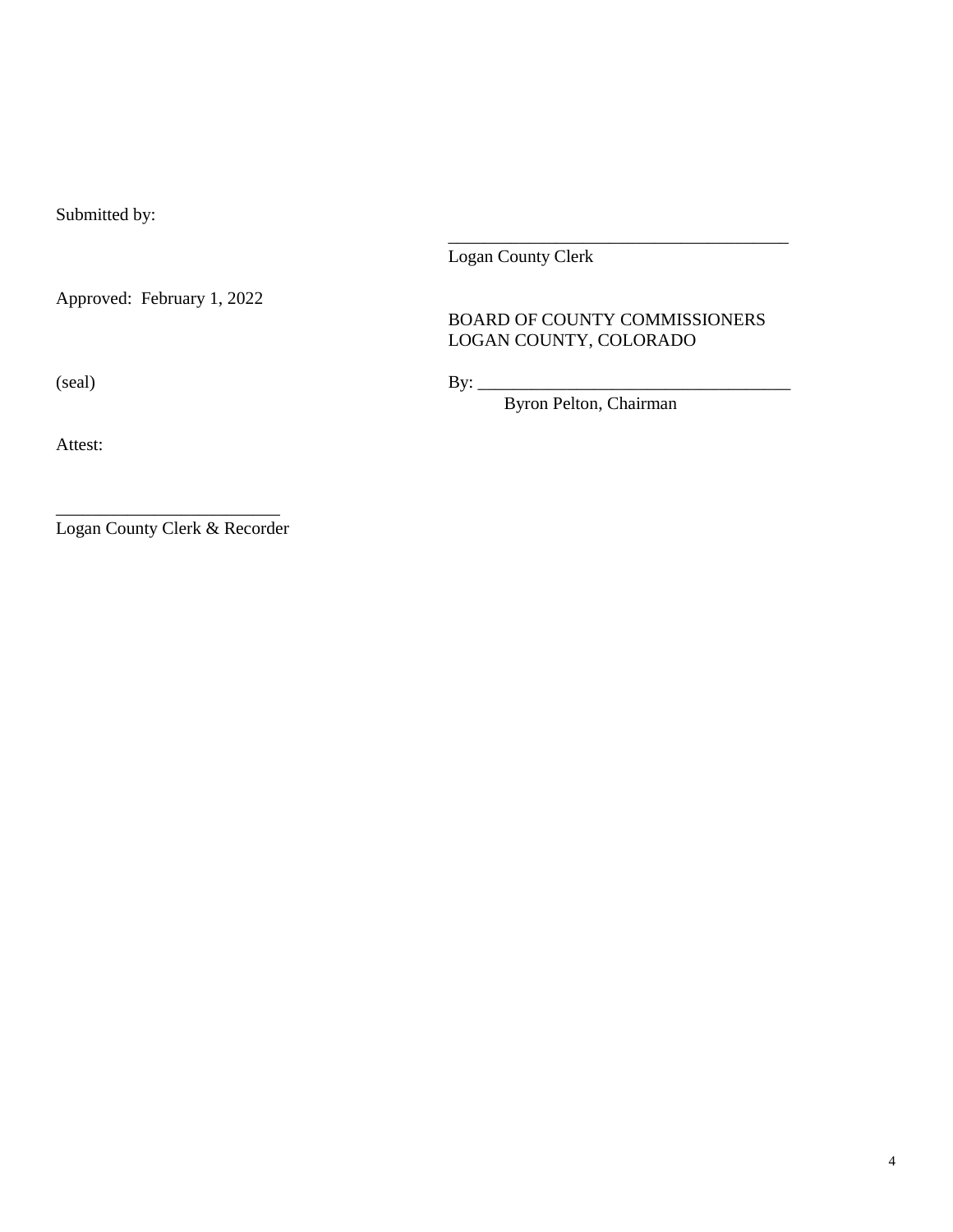Submitted by:

\_\_\_\_\_\_\_\_\_\_\_\_\_\_\_\_\_\_\_\_\_\_\_\_\_\_\_\_\_\_\_\_\_\_\_\_\_\_\_
Logan County Clerk

Approved: February 1, 2022

BOARD OF COUNTY COMMISSIONERS
LOGAN COUNTY, COLORADO

(seal)

By: \_\_\_\_\_\_\_\_\_\_\_\_\_\_\_\_\_\_\_\_\_\_\_\_\_\_\_\_\_\_\_\_\_\_\_
Byron Pelton, Chairman

Attest:

\_\_\_\_\_\_\_\_\_\_\_\_\_\_\_\_\_\_\_\_\_\_\_\_\_
Logan County Clerk & Recorder